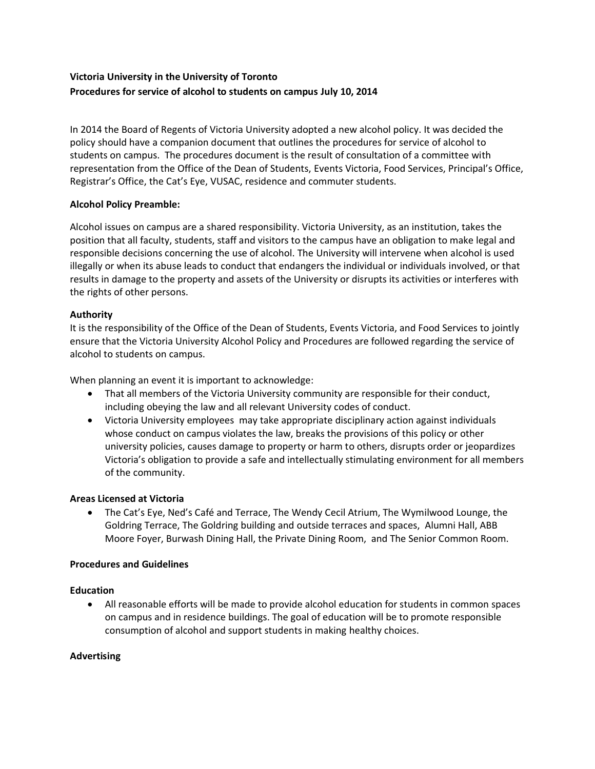**Victoria University in the University of Toronto**
**Procedures for service of alcohol to students on campus July 10, 2014**

In 2014 the Board of Regents of Victoria University adopted a new alcohol policy. It was decided the policy should have a companion document that outlines the procedures for service of alcohol to students on campus. The procedures document is the result of consultation of a committee with representation from the Office of the Dean of Students, Events Victoria, Food Services, Principal's Office, Registrar's Office, the Cat's Eye, VUSAC, residence and commuter students.

**Alcohol Policy Preamble:**

Alcohol issues on campus are a shared responsibility. Victoria University, as an institution, takes the position that all faculty, students, staff and visitors to the campus have an obligation to make legal and responsible decisions concerning the use of alcohol. The University will intervene when alcohol is used illegally or when its abuse leads to conduct that endangers the individual or individuals involved, or that results in damage to the property and assets of the University or disrupts its activities or interferes with the rights of other persons.

**Authority**

It is the responsibility of the Office of the Dean of Students, Events Victoria, and Food Services to jointly ensure that the Victoria University Alcohol Policy and Procedures are followed regarding the service of alcohol to students on campus.

When planning an event it is important to acknowledge:

- That all members of the Victoria University community are responsible for their conduct, including obeying the law and all relevant University codes of conduct.
- Victoria University employees may take appropriate disciplinary action against individuals whose conduct on campus violates the law, breaks the provisions of this policy or other university policies, causes damage to property or harm to others, disrupts order or jeopardizes Victoria's obligation to provide a safe and intellectually stimulating environment for all members of the community.

**Areas Licensed at Victoria**

- The Cat's Eye, Ned's Café and Terrace, The Wendy Cecil Atrium, The Wymilwood Lounge, the Goldring Terrace, The Goldring building and outside terraces and spaces, Alumni Hall, ABB Moore Foyer, Burwash Dining Hall, the Private Dining Room, and The Senior Common Room.

**Procedures and Guidelines**

**Education**

- All reasonable efforts will be made to provide alcohol education for students in common spaces on campus and in residence buildings. The goal of education will be to promote responsible consumption of alcohol and support students in making healthy choices.

**Advertising**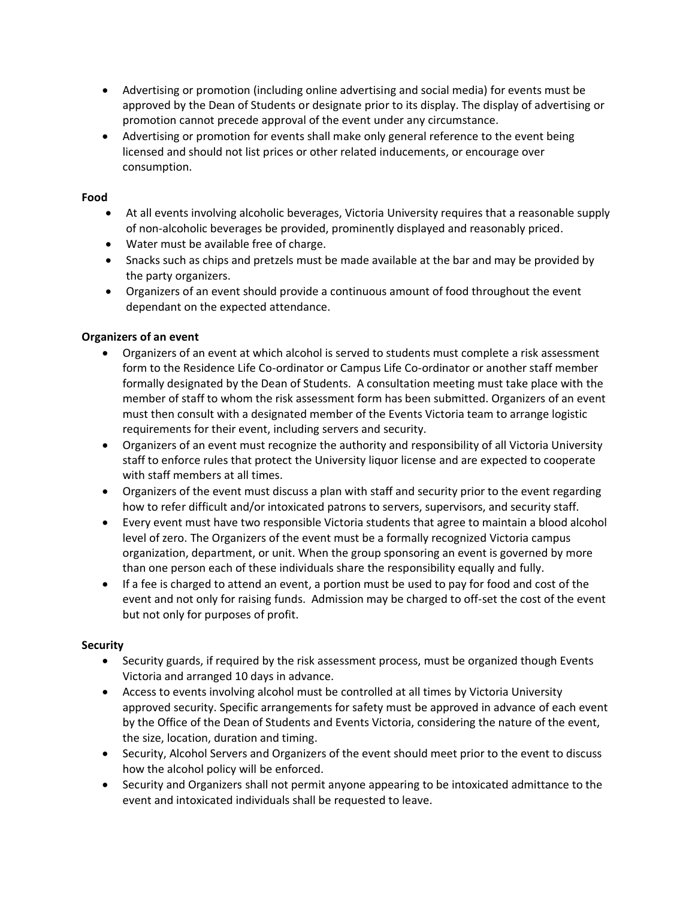- Advertising or promotion (including online advertising and social media) for events must be approved by the Dean of Students or designate prior to its display. The display of advertising or promotion cannot precede approval of the event under any circumstance.
- Advertising or promotion for events shall make only general reference to the event being licensed and should not list prices or other related inducements, or encourage over consumption.

**Food**

- At all events involving alcoholic beverages, Victoria University requires that a reasonable supply of non-alcoholic beverages be provided, prominently displayed and reasonably priced.
- Water must be available free of charge.
- Snacks such as chips and pretzels must be made available at the bar and may be provided by the party organizers.
- Organizers of an event should provide a continuous amount of food throughout the event dependant on the expected attendance.

**Organizers of an event**

- Organizers of an event at which alcohol is served to students must complete a risk assessment form to the Residence Life Co-ordinator or Campus Life Co-ordinator or another staff member formally designated by the Dean of Students. A consultation meeting must take place with the member of staff to whom the risk assessment form has been submitted. Organizers of an event must then consult with a designated member of the Events Victoria team to arrange logistic requirements for their event, including servers and security.
- Organizers of an event must recognize the authority and responsibility of all Victoria University staff to enforce rules that protect the University liquor license and are expected to cooperate with staff members at all times.
- Organizers of the event must discuss a plan with staff and security prior to the event regarding how to refer difficult and/or intoxicated patrons to servers, supervisors, and security staff.
- Every event must have two responsible Victoria students that agree to maintain a blood alcohol level of zero. The Organizers of the event must be a formally recognized Victoria campus organization, department, or unit. When the group sponsoring an event is governed by more than one person each of these individuals share the responsibility equally and fully.
- If a fee is charged to attend an event, a portion must be used to pay for food and cost of the event and not only for raising funds. Admission may be charged to off-set the cost of the event but not only for purposes of profit.

**Security**

- Security guards, if required by the risk assessment process, must be organized though Events Victoria and arranged 10 days in advance.
- Access to events involving alcohol must be controlled at all times by Victoria University approved security. Specific arrangements for safety must be approved in advance of each event by the Office of the Dean of Students and Events Victoria, considering the nature of the event, the size, location, duration and timing.
- Security, Alcohol Servers and Organizers of the event should meet prior to the event to discuss how the alcohol policy will be enforced.
- Security and Organizers shall not permit anyone appearing to be intoxicated admittance to the event and intoxicated individuals shall be requested to leave.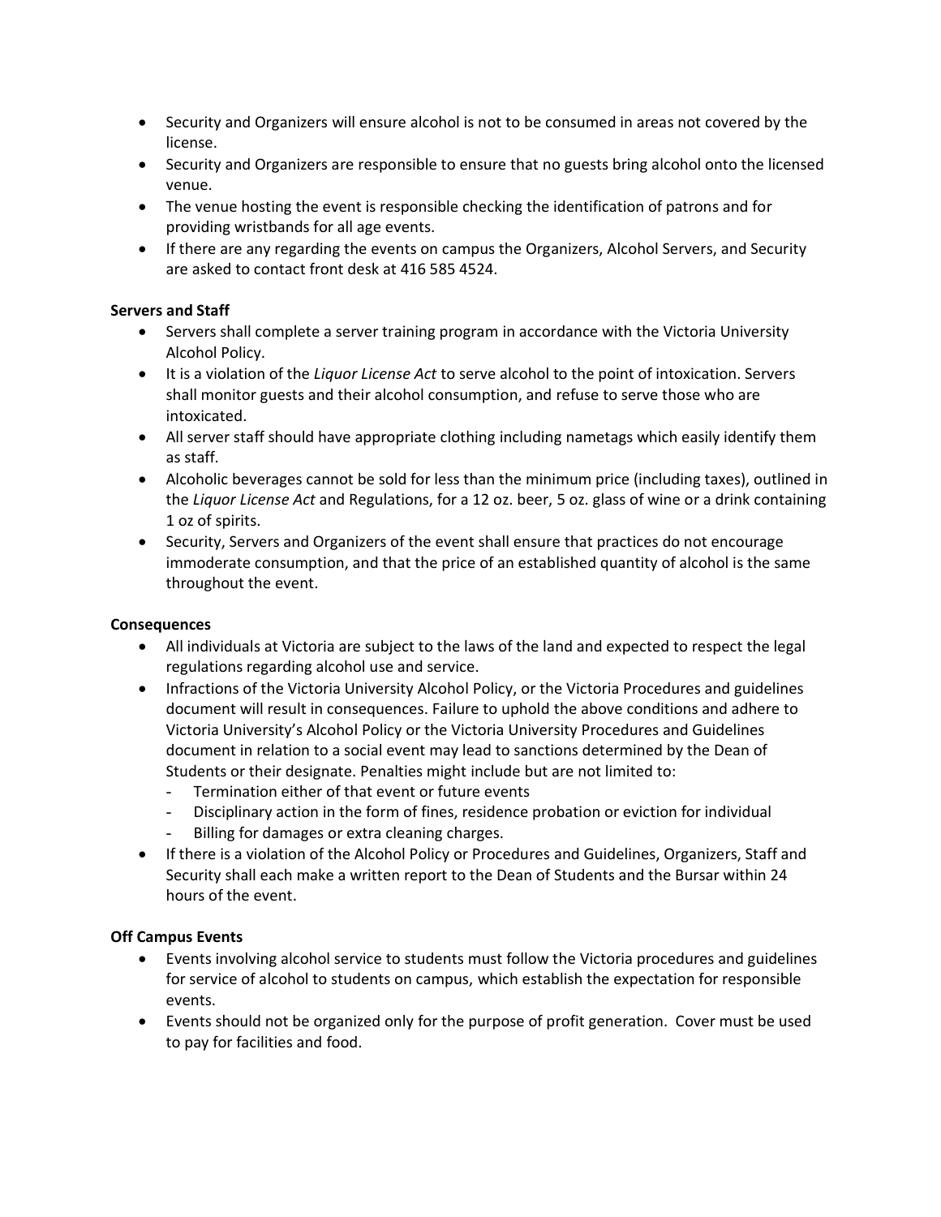- Security and Organizers will ensure alcohol is not to be consumed in areas not covered by the license.
- Security and Organizers are responsible to ensure that no guests bring alcohol onto the licensed venue.
- The venue hosting the event is responsible checking the identification of patrons and for providing wristbands for all age events.
- If there are any regarding the events on campus the Organizers, Alcohol Servers, and Security are asked to contact front desk at 416 585 4524.

**Servers and Staff**

- Servers shall complete a server training program in accordance with the Victoria University Alcohol Policy.
- It is a violation of the *Liquor License Act* to serve alcohol to the point of intoxication. Servers shall monitor guests and their alcohol consumption, and refuse to serve those who are intoxicated.
- All server staff should have appropriate clothing including nametags which easily identify them as staff.
- Alcoholic beverages cannot be sold for less than the minimum price (including taxes), outlined in the *Liquor License Act* and Regulations, for a 12 oz. beer, 5 oz. glass of wine or a drink containing 1 oz of spirits.
- Security, Servers and Organizers of the event shall ensure that practices do not encourage immoderate consumption, and that the price of an established quantity of alcohol is the same throughout the event.

**Consequences**

- All individuals at Victoria are subject to the laws of the land and expected to respect the legal regulations regarding alcohol use and service.
- Infractions of the Victoria University Alcohol Policy, or the Victoria Procedures and guidelines document will result in consequences. Failure to uphold the above conditions and adhere to Victoria University's Alcohol Policy or the Victoria University Procedures and Guidelines document in relation to a social event may lead to sanctions determined by the Dean of Students or their designate. Penalties might include but are not limited to:
  - Termination either of that event or future events
  - Disciplinary action in the form of fines, residence probation or eviction for individual
  - Billing for damages or extra cleaning charges.
- If there is a violation of the Alcohol Policy or Procedures and Guidelines, Organizers, Staff and Security shall each make a written report to the Dean of Students and the Bursar within 24 hours of the event.

**Off Campus Events**

- Events involving alcohol service to students must follow the Victoria procedures and guidelines for service of alcohol to students on campus, which establish the expectation for responsible events.
- Events should not be organized only for the purpose of profit generation. Cover must be used to pay for facilities and food.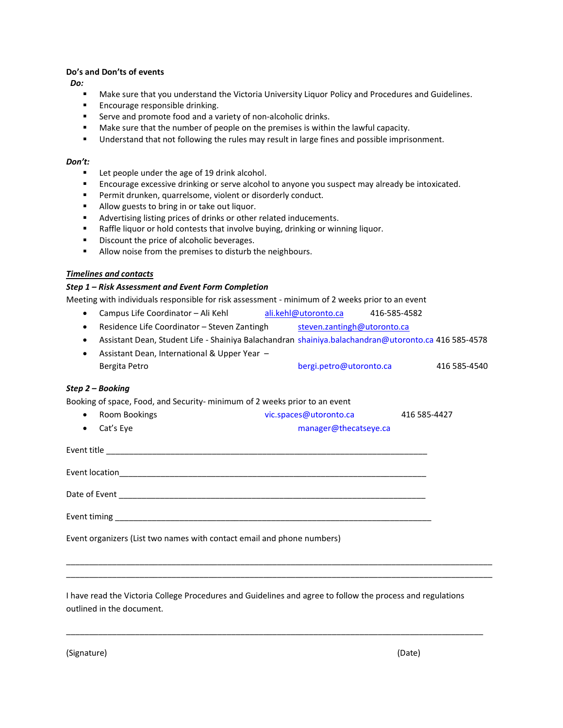**Do's and Don'ts of events**

***Do:***

- Make sure that you understand the Victoria University Liquor Policy and Procedures and Guidelines.
- Encourage responsible drinking.
- Serve and promote food and a variety of non-alcoholic drinks.
- Make sure that the number of people on the premises is within the lawful capacity.
- Understand that not following the rules may result in large fines and possible imprisonment.

***Don't:***

- Let people under the age of 19 drink alcohol.
- Encourage excessive drinking or serve alcohol to anyone you suspect may already be intoxicated.
- Permit drunken, quarrelsome, violent or disorderly conduct.
- Allow guests to bring in or take out liquor.
- Advertising listing prices of drinks or other related inducements.
- Raffle liquor or hold contests that involve buying, drinking or winning liquor.
- Discount the price of alcoholic beverages.
- Allow noise from the premises to disturb the neighbours.

***Timelines and contacts***

***Step 1 – Risk Assessment and Event Form Completion***

Meeting with individuals responsible for risk assessment - minimum of 2 weeks prior to an event

- Campus Life Coordinator – Ali Kehl ali.kehl@utoronto.ca 416-585-4582
- Residence Life Coordinator – Steven Zantingh steven.zantingh@utoronto.ca
- Assistant Dean, Student Life - Shainiya Balachandran shainiya.balachandran@utoronto.ca 416 585-4578
- Assistant Dean, International & Upper Year – Bergita Petro bergi.petro@utoronto.ca 416 585-4540

***Step 2 – Booking***

Booking of space, Food, and Security- minimum of 2 weeks prior to an event

- Room Bookings vic.spaces@utoronto.ca 416 585-4427
- Cat's Eye manager@thecatseye.ca

Event title ______________________________________________________________________

Event location____________________________________________________________________

Date of Event ____________________________________________________________________

Event timing _____________________________________________________________________

Event organizers (List two names with contact email and phone numbers)

______________________________________________________________________________________

______________________________________________________________________________________

I have read the Victoria College Procedures and Guidelines and agree to follow the process and regulations outlined in the document.

______________________________________________________________________________________

(Signature) (Date)